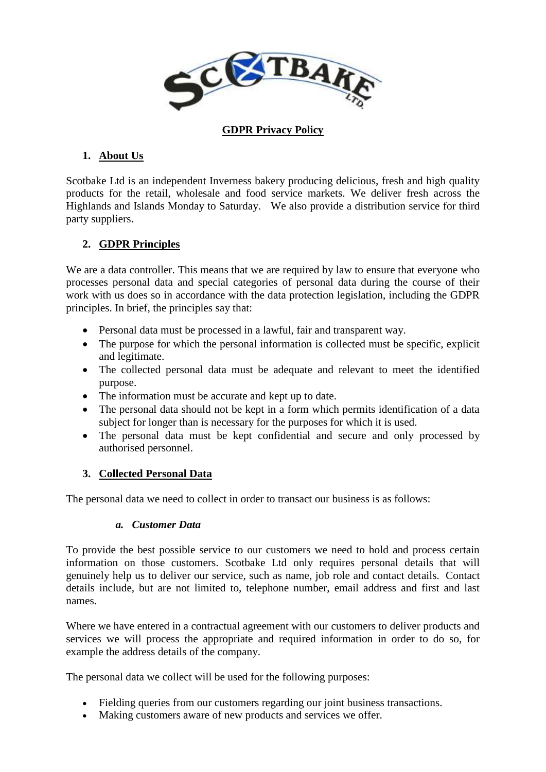# GDPR Privacy Policy

## 1. About Us

Scotbake Ltd is an independent Inverness bakery producing delicious, fresh and high quality products for the retail, wholesale and food service markets. We deliver fresh across the Highlands and Islands Monday to Saturday. We also provide a distribution service for third party suppliers.

## 2. GDPR Principles

We are a data controller. This means that we are required by law to ensure that everyone who processes personal data and special categories of personal data during the course of their work with us does so in accordance with the data protection legislation, including the GDPR principles. In brief, the principles say that:

- Personal data must be processed in a lawful, fair and transparent way.
- The purpose for which the personal information is collected must be specific, explicit and legitimate.
- The collected personal data must be adequate and relevant to meet the identified purpose.
- The information must be accurate and kept up to date.
- The personal data should not be kept in a form which permits identification of a data subject for longer than is necessary for the purposes for which it is used.
- The personal data must be kept confidential and secure and only processed by authorised personnel.

## 3. Collected Personal Data

The personal data we need to collect in order to transact our business is as follows:

### *a. Customer Data*

To provide the best possible service to our customers we need to hold and process certain information on those customers. Scotbake Ltd only requires personal details that will genuinely help us to deliver our service, such as name, job role and contact details. Contact details include, but are not limited to, telephone number, email address and first and last names.

Where we have entered in a contractual agreement with our customers to deliver products and services we will process the appropriate and required information in order to do so, for example the address details of the company.

The personal data we collect will be used for the following purposes:

- Fielding queries from our customers regarding our joint business transactions.
- Making customers aware of new products and services we offer.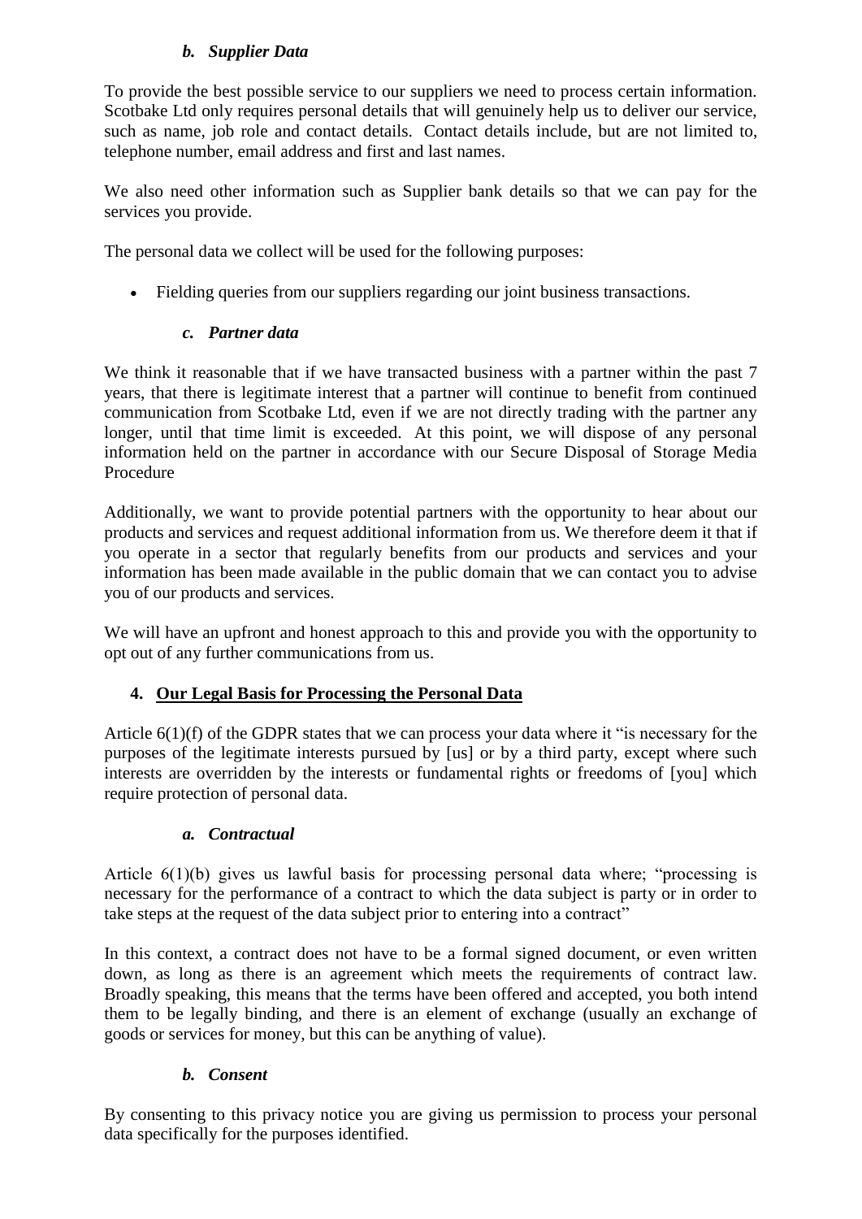### *b. Supplier Data*

To provide the best possible service to our suppliers we need to process certain information. Scotbake Ltd only requires personal details that will genuinely help us to deliver our service, such as name, job role and contact details. Contact details include, but are not limited to, telephone number, email address and first and last names.

We also need other information such as Supplier bank details so that we can pay for the services you provide.

The personal data we collect will be used for the following purposes:

- Fielding queries from our suppliers regarding our joint business transactions.

### *c. Partner data*

We think it reasonable that if we have transacted business with a partner within the past 7 years, that there is legitimate interest that a partner will continue to benefit from continued communication from Scotbake Ltd, even if we are not directly trading with the partner any longer, until that time limit is exceeded. At this point, we will dispose of any personal information held on the partner in accordance with our Secure Disposal of Storage Media Procedure

Additionally, we want to provide potential partners with the opportunity to hear about our products and services and request additional information from us. We therefore deem it that if you operate in a sector that regularly benefits from our products and services and your information has been made available in the public domain that we can contact you to advise you of our products and services.

We will have an upfront and honest approach to this and provide you with the opportunity to opt out of any further communications from us.

## 4. <u>Our Legal Basis for Processing the Personal Data</u>

Article 6(1)(f) of the GDPR states that we can process your data where it "is necessary for the purposes of the legitimate interests pursued by [us] or by a third party, except where such interests are overridden by the interests or fundamental rights or freedoms of [you] which require protection of personal data.

### *a. Contractual*

Article 6(1)(b) gives us lawful basis for processing personal data where; "processing is necessary for the performance of a contract to which the data subject is party or in order to take steps at the request of the data subject prior to entering into a contract"

In this context, a contract does not have to be a formal signed document, or even written down, as long as there is an agreement which meets the requirements of contract law. Broadly speaking, this means that the terms have been offered and accepted, you both intend them to be legally binding, and there is an element of exchange (usually an exchange of goods or services for money, but this can be anything of value).

### *b. Consent*

By consenting to this privacy notice you are giving us permission to process your personal data specifically for the purposes identified.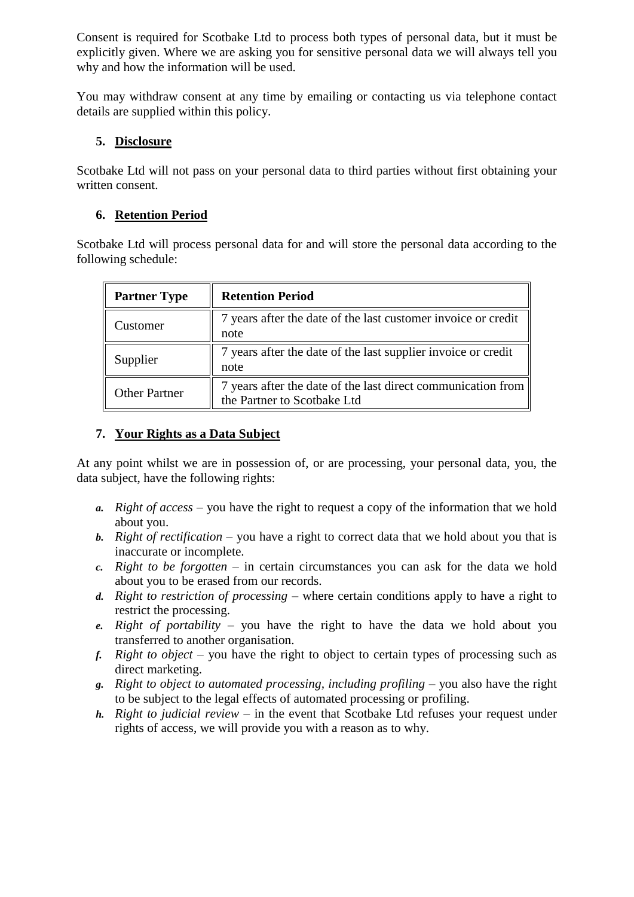Consent is required for Scotbake Ltd to process both types of personal data, but it must be explicitly given. Where we are asking you for sensitive personal data we will always tell you why and how the information will be used.

You may withdraw consent at any time by emailing or contacting us via telephone contact details are supplied within this policy.

## 5. Disclosure

Scotbake Ltd will not pass on your personal data to third parties without first obtaining your written consent.

## 6. Retention Period

Scotbake Ltd will process personal data for and will store the personal data according to the following schedule:

| Partner Type | Retention Period |
|---|---|
| Customer | 7 years after the date of the last customer invoice or credit note |
| Supplier | 7 years after the date of the last supplier invoice or credit note |
| Other Partner | 7 years after the date of the last direct communication from the Partner to Scotbake Ltd |

## 7. Your Rights as a Data Subject

At any point whilst we are in possession of, or are processing, your personal data, you, the data subject, have the following rights:

- ***a.*** *Right of access* – you have the right to request a copy of the information that we hold about you.
- ***b.*** *Right of rectification* – you have a right to correct data that we hold about you that is inaccurate or incomplete.
- ***c.*** *Right to be forgotten* – in certain circumstances you can ask for the data we hold about you to be erased from our records.
- ***d.*** *Right to restriction of processing* – where certain conditions apply to have a right to restrict the processing.
- ***e.*** *Right of portability* – you have the right to have the data we hold about you transferred to another organisation.
- ***f.*** *Right to object* – you have the right to object to certain types of processing such as direct marketing.
- ***g.*** *Right to object to automated processing, including profiling* – you also have the right to be subject to the legal effects of automated processing or profiling.
- ***h.*** *Right to judicial review* – in the event that Scotbake Ltd refuses your request under rights of access, we will provide you with a reason as to why.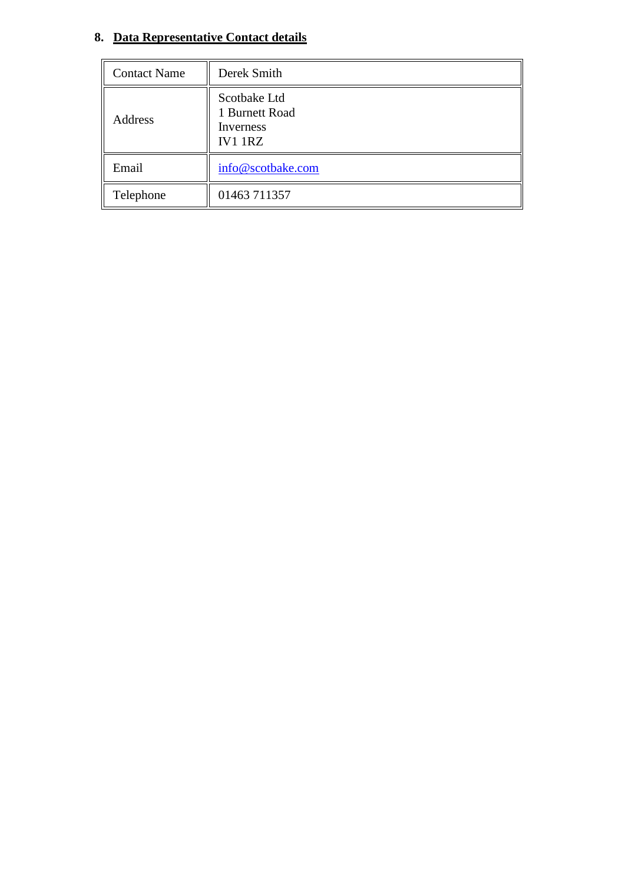## 8. Data Representative Contact details

| | |
|---|---|
| Contact Name | Derek Smith |
| Address | Scotbake Ltd<br>1 Burnett Road<br>Inverness<br>IV1 1RZ |
| Email | info@scotbake.com |
| Telephone | 01463 711357 |